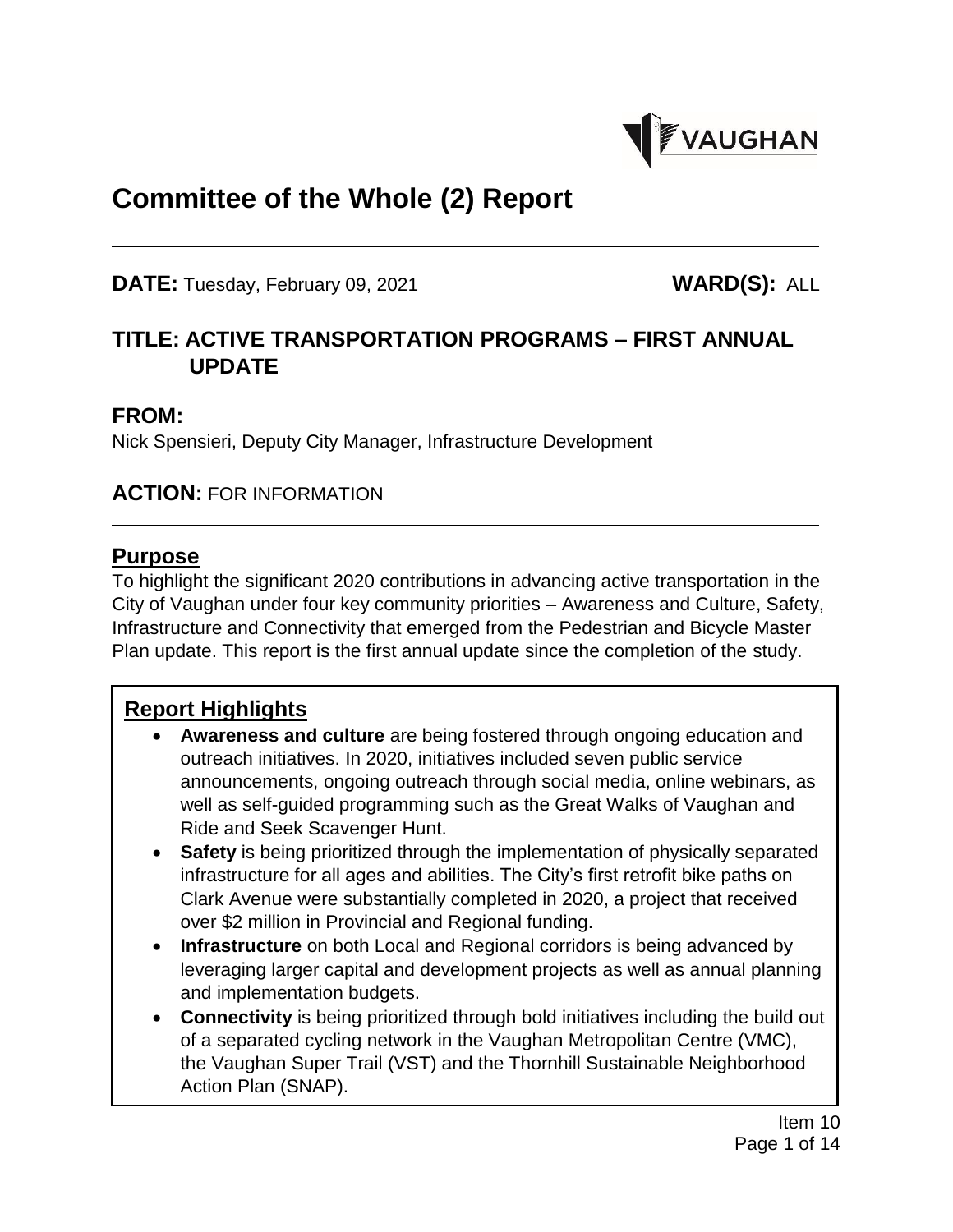# Committee of the Whole (2) Report

**DATE:** Tuesday, February 09, 2021 **WARD(S):** ALL

## TITLE: ACTIVE TRANSPORTATION PROGRAMS – FIRST ANNUAL UPDATE

## FROM:

Nick Spensieri, Deputy City Manager, Infrastructure Development

## ACTION: FOR INFORMATION

## Purpose

To highlight the significant 2020 contributions in advancing active transportation in the City of Vaughan under four key community priorities – Awareness and Culture, Safety, Infrastructure and Connectivity that emerged from the Pedestrian and Bicycle Master Plan update. This report is the first annual update since the completion of the study.

## Report Highlights

- **Awareness and culture** are being fostered through ongoing education and outreach initiatives. In 2020, initiatives included seven public service announcements, ongoing outreach through social media, online webinars, as well as self-guided programming such as the Great Walks of Vaughan and Ride and Seek Scavenger Hunt.
- **Safety** is being prioritized through the implementation of physically separated infrastructure for all ages and abilities. The City's first retrofit bike paths on Clark Avenue were substantially completed in 2020, a project that received over $2 million in Provincial and Regional funding.
- **Infrastructure** on both Local and Regional corridors is being advanced by leveraging larger capital and development projects as well as annual planning and implementation budgets.
- **Connectivity** is being prioritized through bold initiatives including the build out of a separated cycling network in the Vaughan Metropolitan Centre (VMC), the Vaughan Super Trail (VST) and the Thornhill Sustainable Neighborhood Action Plan (SNAP).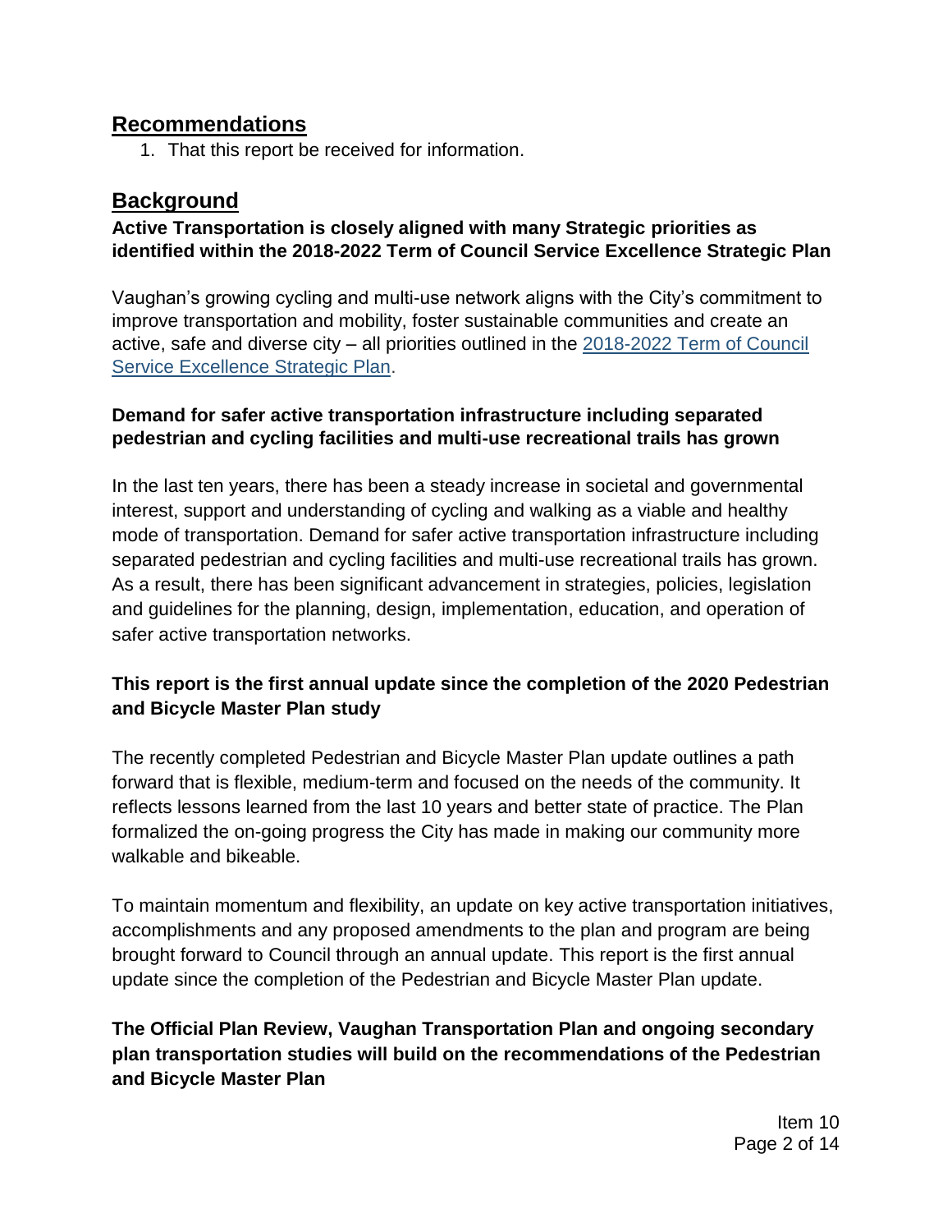## Recommendations

1. That this report be received for information.

## Background

**Active Transportation is closely aligned with many Strategic priorities as identified within the 2018-2022 Term of Council Service Excellence Strategic Plan**

Vaughan's growing cycling and multi-use network aligns with the City's commitment to improve transportation and mobility, foster sustainable communities and create an active, safe and diverse city – all priorities outlined in the [2018-2022 Term of Council Service Excellence Strategic Plan](2018-2022 Term of Council Service Excellence Strategic Plan).

**Demand for safer active transportation infrastructure including separated pedestrian and cycling facilities and multi-use recreational trails has grown**

In the last ten years, there has been a steady increase in societal and governmental interest, support and understanding of cycling and walking as a viable and healthy mode of transportation. Demand for safer active transportation infrastructure including separated pedestrian and cycling facilities and multi-use recreational trails has grown. As a result, there has been significant advancement in strategies, policies, legislation and guidelines for the planning, design, implementation, education, and operation of safer active transportation networks.

**This report is the first annual update since the completion of the 2020 Pedestrian and Bicycle Master Plan study**

The recently completed Pedestrian and Bicycle Master Plan update outlines a path forward that is flexible, medium-term and focused on the needs of the community. It reflects lessons learned from the last 10 years and better state of practice. The Plan formalized the on-going progress the City has made in making our community more walkable and bikeable.

To maintain momentum and flexibility, an update on key active transportation initiatives, accomplishments and any proposed amendments to the plan and program are being brought forward to Council through an annual update. This report is the first annual update since the completion of the Pedestrian and Bicycle Master Plan update.

**The Official Plan Review, Vaughan Transportation Plan and ongoing secondary plan transportation studies will build on the recommendations of the Pedestrian and Bicycle Master Plan**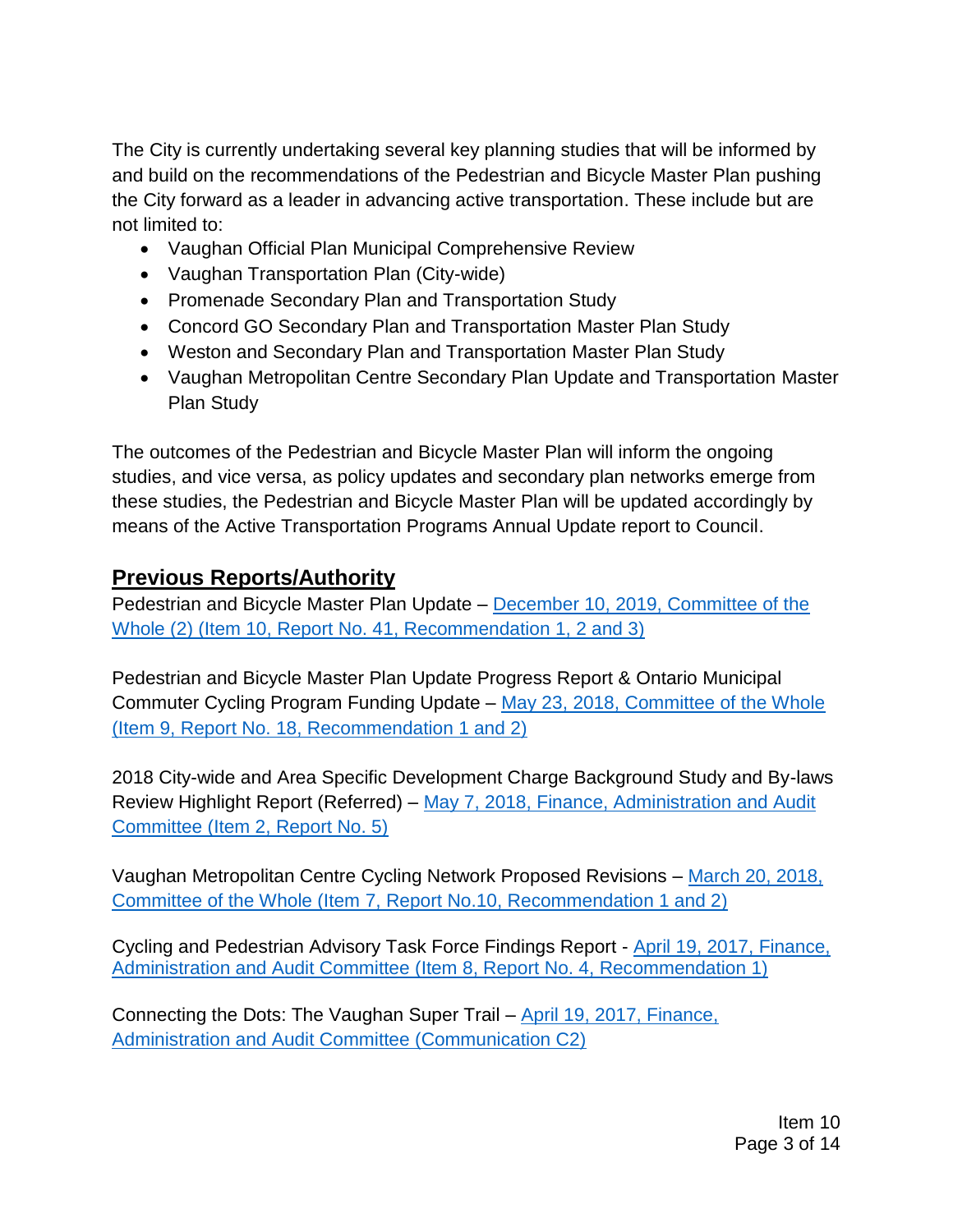The City is currently undertaking several key planning studies that will be informed by and build on the recommendations of the Pedestrian and Bicycle Master Plan pushing the City forward as a leader in advancing active transportation. These include but are not limited to:

- Vaughan Official Plan Municipal Comprehensive Review
- Vaughan Transportation Plan (City-wide)
- Promenade Secondary Plan and Transportation Study
- Concord GO Secondary Plan and Transportation Master Plan Study
- Weston and Secondary Plan and Transportation Master Plan Study
- Vaughan Metropolitan Centre Secondary Plan Update and Transportation Master Plan Study

The outcomes of the Pedestrian and Bicycle Master Plan will inform the ongoing studies, and vice versa, as policy updates and secondary plan networks emerge from these studies, the Pedestrian and Bicycle Master Plan will be updated accordingly by means of the Active Transportation Programs Annual Update report to Council.

## Previous Reports/Authority

Pedestrian and Bicycle Master Plan Update – December 10, 2019, Committee of the Whole (2) (Item 10, Report No. 41, Recommendation 1, 2 and 3)

Pedestrian and Bicycle Master Plan Update Progress Report & Ontario Municipal Commuter Cycling Program Funding Update – May 23, 2018, Committee of the Whole (Item 9, Report No. 18, Recommendation 1 and 2)

2018 City-wide and Area Specific Development Charge Background Study and By-laws Review Highlight Report (Referred) – May 7, 2018, Finance, Administration and Audit Committee (Item 2, Report No. 5)

Vaughan Metropolitan Centre Cycling Network Proposed Revisions – March 20, 2018, Committee of the Whole (Item 7, Report No.10, Recommendation 1 and 2)

Cycling and Pedestrian Advisory Task Force Findings Report - April 19, 2017, Finance, Administration and Audit Committee (Item 8, Report No. 4, Recommendation 1)

Connecting the Dots: The Vaughan Super Trail – April 19, 2017, Finance, Administration and Audit Committee (Communication C2)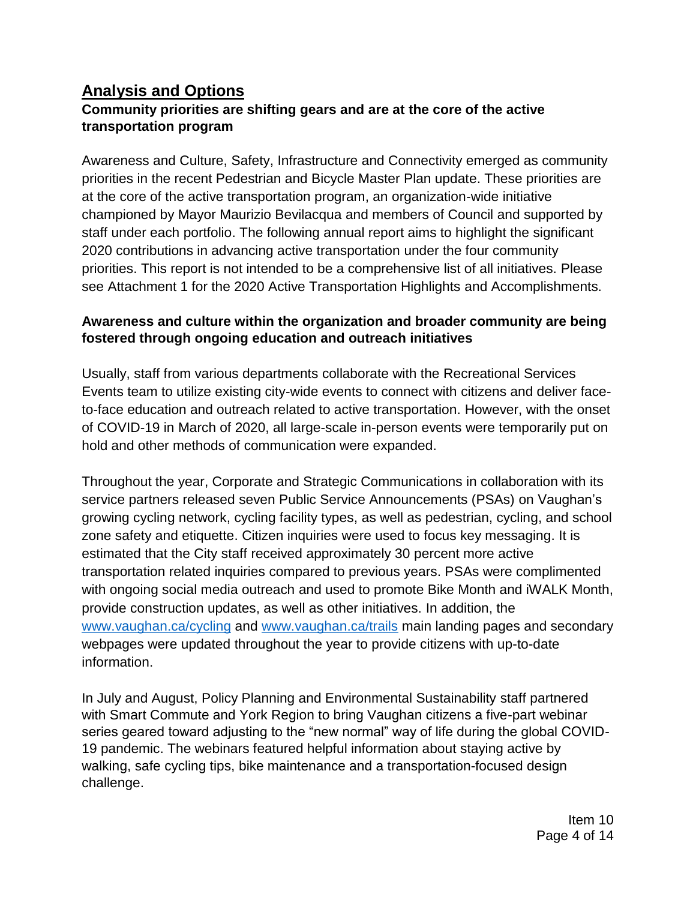## Analysis and Options

### Community priorities are shifting gears and are at the core of the active transportation program

Awareness and Culture, Safety, Infrastructure and Connectivity emerged as community priorities in the recent Pedestrian and Bicycle Master Plan update. These priorities are at the core of the active transportation program, an organization-wide initiative championed by Mayor Maurizio Bevilacqua and members of Council and supported by staff under each portfolio. The following annual report aims to highlight the significant 2020 contributions in advancing active transportation under the four community priorities. This report is not intended to be a comprehensive list of all initiatives. Please see Attachment 1 for the 2020 Active Transportation Highlights and Accomplishments.

### Awareness and culture within the organization and broader community are being fostered through ongoing education and outreach initiatives

Usually, staff from various departments collaborate with the Recreational Services Events team to utilize existing city-wide events to connect with citizens and deliver face-to-face education and outreach related to active transportation. However, with the onset of COVID-19 in March of 2020, all large-scale in-person events were temporarily put on hold and other methods of communication were expanded.

Throughout the year, Corporate and Strategic Communications in collaboration with its service partners released seven Public Service Announcements (PSAs) on Vaughan's growing cycling network, cycling facility types, as well as pedestrian, cycling, and school zone safety and etiquette. Citizen inquiries were used to focus key messaging. It is estimated that the City staff received approximately 30 percent more active transportation related inquiries compared to previous years. PSAs were complimented with ongoing social media outreach and used to promote Bike Month and iWALK Month, provide construction updates, as well as other initiatives. In addition, the [www.vaughan.ca/cycling](www.vaughan.ca/cycling) and [www.vaughan.ca/trails](www.vaughan.ca/trails) main landing pages and secondary webpages were updated throughout the year to provide citizens with up-to-date information.

In July and August, Policy Planning and Environmental Sustainability staff partnered with Smart Commute and York Region to bring Vaughan citizens a five-part webinar series geared toward adjusting to the "new normal" way of life during the global COVID-19 pandemic. The webinars featured helpful information about staying active by walking, safe cycling tips, bike maintenance and a transportation-focused design challenge.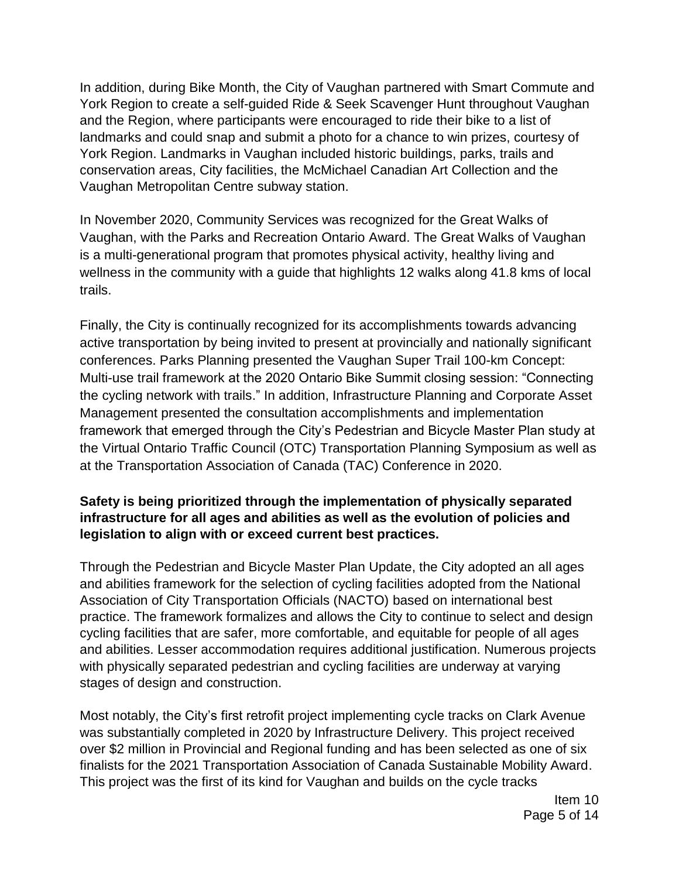In addition, during Bike Month, the City of Vaughan partnered with Smart Commute and York Region to create a self-guided Ride & Seek Scavenger Hunt throughout Vaughan and the Region, where participants were encouraged to ride their bike to a list of landmarks and could snap and submit a photo for a chance to win prizes, courtesy of York Region. Landmarks in Vaughan included historic buildings, parks, trails and conservation areas, City facilities, the McMichael Canadian Art Collection and the Vaughan Metropolitan Centre subway station.

In November 2020, Community Services was recognized for the Great Walks of Vaughan, with the Parks and Recreation Ontario Award. The Great Walks of Vaughan is a multi-generational program that promotes physical activity, healthy living and wellness in the community with a guide that highlights 12 walks along 41.8 kms of local trails.

Finally, the City is continually recognized for its accomplishments towards advancing active transportation by being invited to present at provincially and nationally significant conferences. Parks Planning presented the Vaughan Super Trail 100-km Concept: Multi-use trail framework at the 2020 Ontario Bike Summit closing session: "Connecting the cycling network with trails." In addition, Infrastructure Planning and Corporate Asset Management presented the consultation accomplishments and implementation framework that emerged through the City's Pedestrian and Bicycle Master Plan study at the Virtual Ontario Traffic Council (OTC) Transportation Planning Symposium as well as at the Transportation Association of Canada (TAC) Conference in 2020.

**Safety is being prioritized through the implementation of physically separated infrastructure for all ages and abilities as well as the evolution of policies and legislation to align with or exceed current best practices.**

Through the Pedestrian and Bicycle Master Plan Update, the City adopted an all ages and abilities framework for the selection of cycling facilities adopted from the National Association of City Transportation Officials (NACTO) based on international best practice. The framework formalizes and allows the City to continue to select and design cycling facilities that are safer, more comfortable, and equitable for people of all ages and abilities. Lesser accommodation requires additional justification. Numerous projects with physically separated pedestrian and cycling facilities are underway at varying stages of design and construction.

Most notably, the City's first retrofit project implementing cycle tracks on Clark Avenue was substantially completed in 2020 by Infrastructure Delivery. This project received over $2 million in Provincial and Regional funding and has been selected as one of six finalists for the 2021 Transportation Association of Canada Sustainable Mobility Award. This project was the first of its kind for Vaughan and builds on the cycle tracks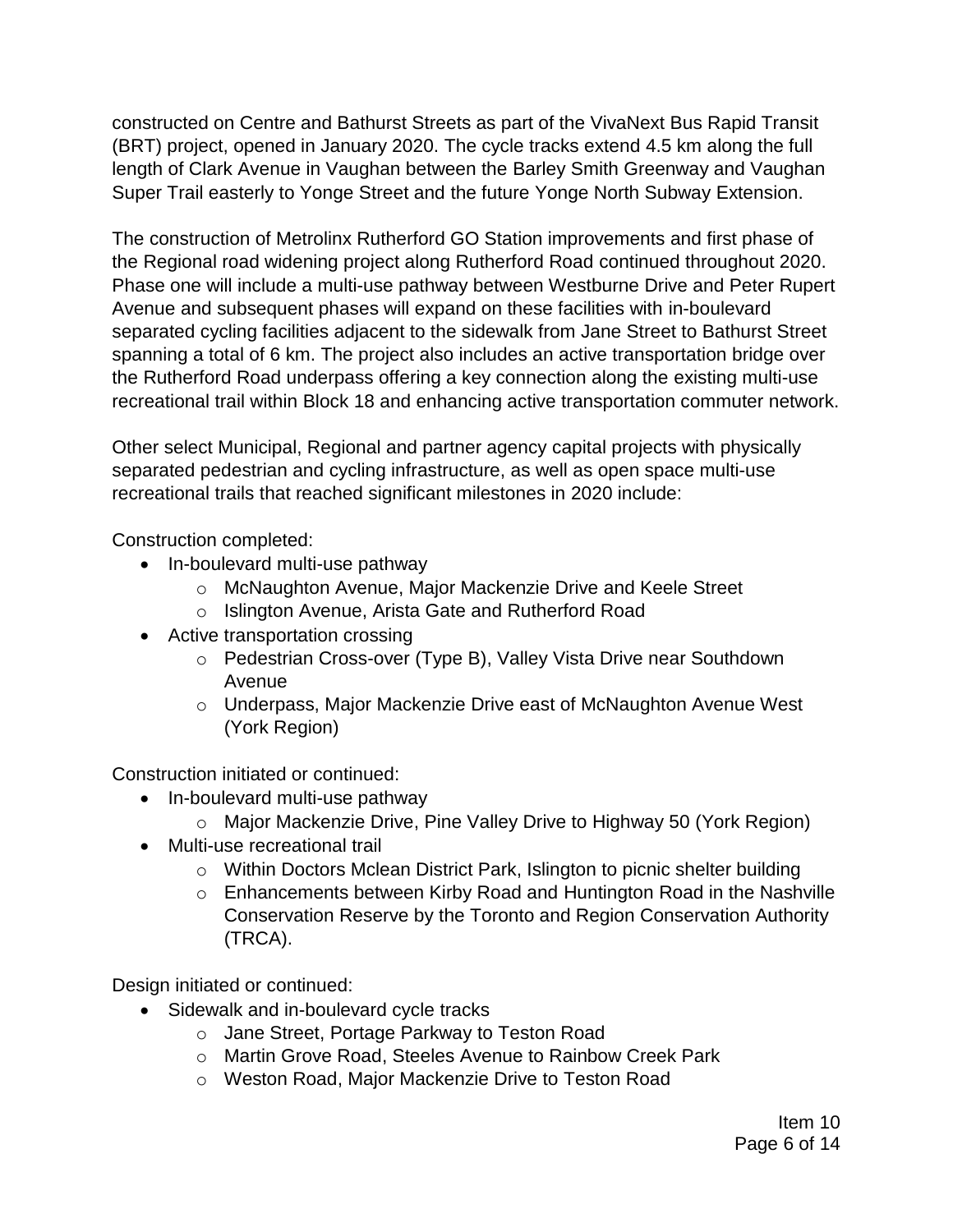constructed on Centre and Bathurst Streets as part of the VivaNext Bus Rapid Transit (BRT) project, opened in January 2020. The cycle tracks extend 4.5 km along the full length of Clark Avenue in Vaughan between the Barley Smith Greenway and Vaughan Super Trail easterly to Yonge Street and the future Yonge North Subway Extension.

The construction of Metrolinx Rutherford GO Station improvements and first phase of the Regional road widening project along Rutherford Road continued throughout 2020. Phase one will include a multi-use pathway between Westburne Drive and Peter Rupert Avenue and subsequent phases will expand on these facilities with in-boulevard separated cycling facilities adjacent to the sidewalk from Jane Street to Bathurst Street spanning a total of 6 km. The project also includes an active transportation bridge over the Rutherford Road underpass offering a key connection along the existing multi-use recreational trail within Block 18 and enhancing active transportation commuter network.

Other select Municipal, Regional and partner agency capital projects with physically separated pedestrian and cycling infrastructure, as well as open space multi-use recreational trails that reached significant milestones in 2020 include:

Construction completed:

- In-boulevard multi-use pathway
  - McNaughton Avenue, Major Mackenzie Drive and Keele Street
  - Islington Avenue, Arista Gate and Rutherford Road
- Active transportation crossing
  - Pedestrian Cross-over (Type B), Valley Vista Drive near Southdown Avenue
  - Underpass, Major Mackenzie Drive east of McNaughton Avenue West (York Region)

Construction initiated or continued:

- In-boulevard multi-use pathway
  - Major Mackenzie Drive, Pine Valley Drive to Highway 50 (York Region)
- Multi-use recreational trail
  - Within Doctors Mclean District Park, Islington to picnic shelter building
  - Enhancements between Kirby Road and Huntington Road in the Nashville Conservation Reserve by the Toronto and Region Conservation Authority (TRCA).

Design initiated or continued:

- Sidewalk and in-boulevard cycle tracks
  - Jane Street, Portage Parkway to Teston Road
  - Martin Grove Road, Steeles Avenue to Rainbow Creek Park
  - Weston Road, Major Mackenzie Drive to Teston Road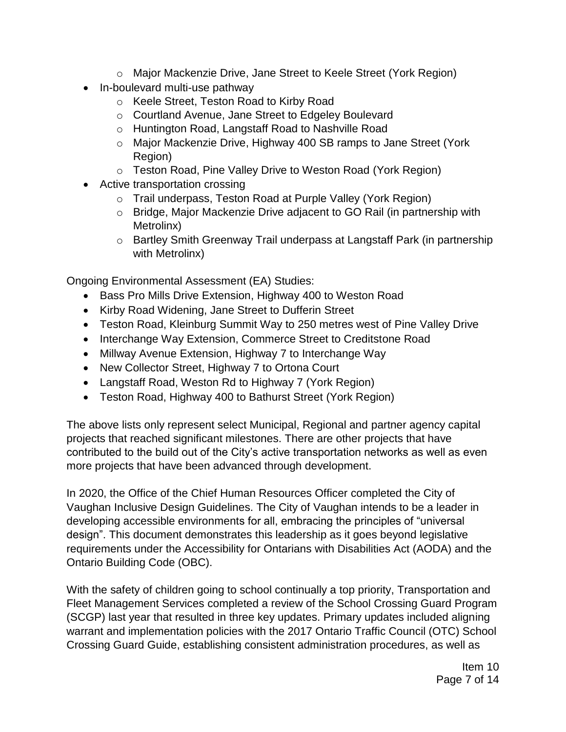- Major Mackenzie Drive, Jane Street to Keele Street (York Region)
- In-boulevard multi-use pathway
  - Keele Street, Teston Road to Kirby Road
  - Courtland Avenue, Jane Street to Edgeley Boulevard
  - Huntington Road, Langstaff Road to Nashville Road
  - Major Mackenzie Drive, Highway 400 SB ramps to Jane Street (York Region)
  - Teston Road, Pine Valley Drive to Weston Road (York Region)
- Active transportation crossing
  - Trail underpass, Teston Road at Purple Valley (York Region)
  - Bridge, Major Mackenzie Drive adjacent to GO Rail (in partnership with Metrolinx)
  - Bartley Smith Greenway Trail underpass at Langstaff Park (in partnership with Metrolinx)

Ongoing Environmental Assessment (EA) Studies:

- Bass Pro Mills Drive Extension, Highway 400 to Weston Road
- Kirby Road Widening, Jane Street to Dufferin Street
- Teston Road, Kleinburg Summit Way to 250 metres west of Pine Valley Drive
- Interchange Way Extension, Commerce Street to Creditstone Road
- Millway Avenue Extension, Highway 7 to Interchange Way
- New Collector Street, Highway 7 to Ortona Court
- Langstaff Road, Weston Rd to Highway 7 (York Region)
- Teston Road, Highway 400 to Bathurst Street (York Region)

The above lists only represent select Municipal, Regional and partner agency capital projects that reached significant milestones. There are other projects that have contributed to the build out of the City's active transportation networks as well as even more projects that have been advanced through development.

In 2020, the Office of the Chief Human Resources Officer completed the City of Vaughan Inclusive Design Guidelines. The City of Vaughan intends to be a leader in developing accessible environments for all, embracing the principles of "universal design". This document demonstrates this leadership as it goes beyond legislative requirements under the Accessibility for Ontarians with Disabilities Act (AODA) and the Ontario Building Code (OBC).

With the safety of children going to school continually a top priority, Transportation and Fleet Management Services completed a review of the School Crossing Guard Program (SCGP) last year that resulted in three key updates. Primary updates included aligning warrant and implementation policies with the 2017 Ontario Traffic Council (OTC) School Crossing Guard Guide, establishing consistent administration procedures, as well as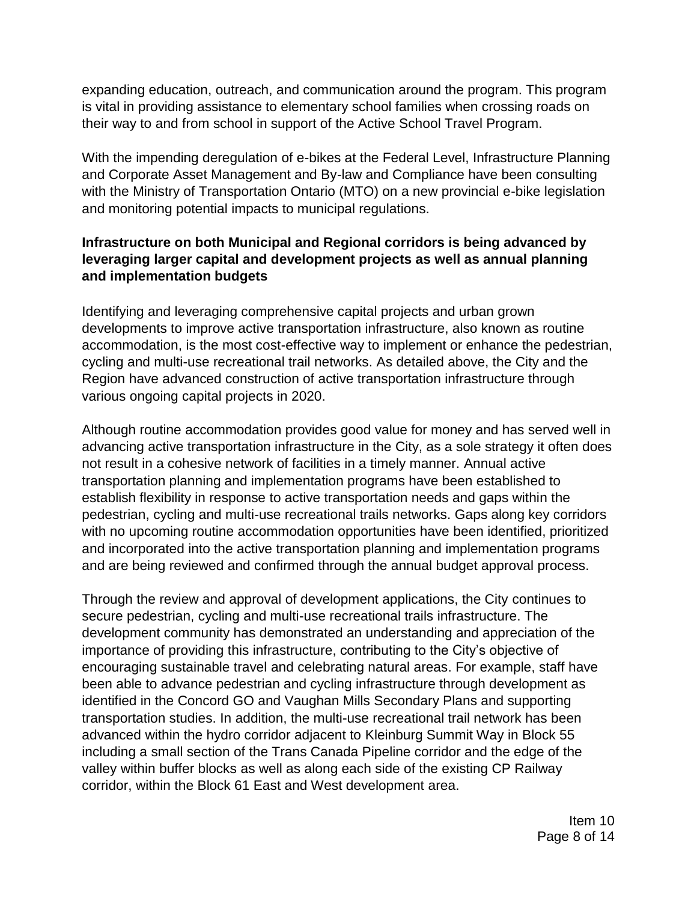expanding education, outreach, and communication around the program. This program is vital in providing assistance to elementary school families when crossing roads on their way to and from school in support of the Active School Travel Program.

With the impending deregulation of e-bikes at the Federal Level, Infrastructure Planning and Corporate Asset Management and By-law and Compliance have been consulting with the Ministry of Transportation Ontario (MTO) on a new provincial e-bike legislation and monitoring potential impacts to municipal regulations.

**Infrastructure on both Municipal and Regional corridors is being advanced by leveraging larger capital and development projects as well as annual planning and implementation budgets**

Identifying and leveraging comprehensive capital projects and urban grown developments to improve active transportation infrastructure, also known as routine accommodation, is the most cost-effective way to implement or enhance the pedestrian, cycling and multi-use recreational trail networks. As detailed above, the City and the Region have advanced construction of active transportation infrastructure through various ongoing capital projects in 2020.

Although routine accommodation provides good value for money and has served well in advancing active transportation infrastructure in the City, as a sole strategy it often does not result in a cohesive network of facilities in a timely manner. Annual active transportation planning and implementation programs have been established to establish flexibility in response to active transportation needs and gaps within the pedestrian, cycling and multi-use recreational trails networks. Gaps along key corridors with no upcoming routine accommodation opportunities have been identified, prioritized and incorporated into the active transportation planning and implementation programs and are being reviewed and confirmed through the annual budget approval process.

Through the review and approval of development applications, the City continues to secure pedestrian, cycling and multi-use recreational trails infrastructure. The development community has demonstrated an understanding and appreciation of the importance of providing this infrastructure, contributing to the City's objective of encouraging sustainable travel and celebrating natural areas. For example, staff have been able to advance pedestrian and cycling infrastructure through development as identified in the Concord GO and Vaughan Mills Secondary Plans and supporting transportation studies. In addition, the multi-use recreational trail network has been advanced within the hydro corridor adjacent to Kleinburg Summit Way in Block 55 including a small section of the Trans Canada Pipeline corridor and the edge of the valley within buffer blocks as well as along each side of the existing CP Railway corridor, within the Block 61 East and West development area.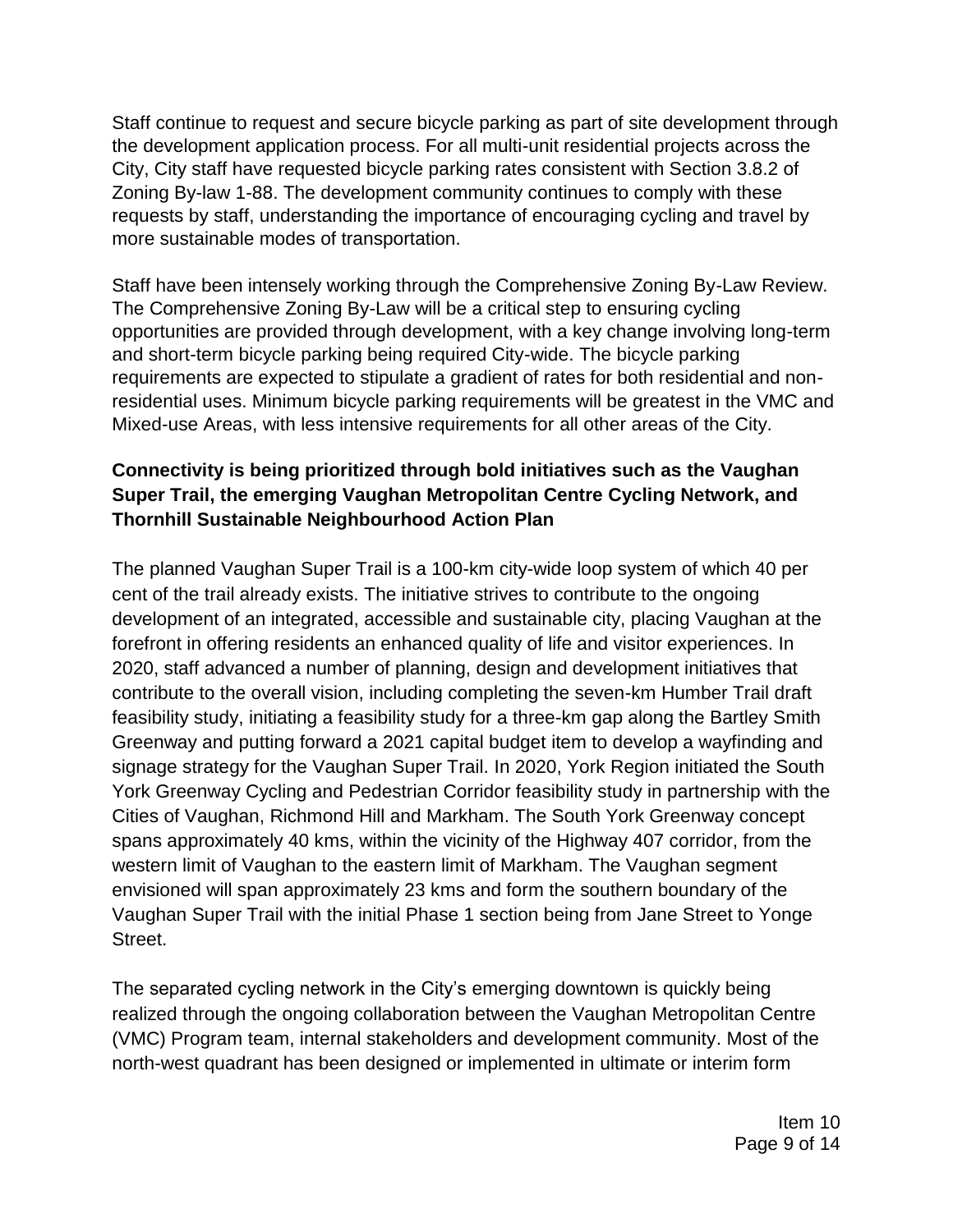Staff continue to request and secure bicycle parking as part of site development through the development application process. For all multi-unit residential projects across the City, City staff have requested bicycle parking rates consistent with Section 3.8.2 of Zoning By-law 1-88. The development community continues to comply with these requests by staff, understanding the importance of encouraging cycling and travel by more sustainable modes of transportation.

Staff have been intensely working through the Comprehensive Zoning By-Law Review. The Comprehensive Zoning By-Law will be a critical step to ensuring cycling opportunities are provided through development, with a key change involving long-term and short-term bicycle parking being required City-wide. The bicycle parking requirements are expected to stipulate a gradient of rates for both residential and non-residential uses. Minimum bicycle parking requirements will be greatest in the VMC and Mixed-use Areas, with less intensive requirements for all other areas of the City.

**Connectivity is being prioritized through bold initiatives such as the Vaughan Super Trail, the emerging Vaughan Metropolitan Centre Cycling Network, and Thornhill Sustainable Neighbourhood Action Plan**

The planned Vaughan Super Trail is a 100-km city-wide loop system of which 40 per cent of the trail already exists. The initiative strives to contribute to the ongoing development of an integrated, accessible and sustainable city, placing Vaughan at the forefront in offering residents an enhanced quality of life and visitor experiences. In 2020, staff advanced a number of planning, design and development initiatives that contribute to the overall vision, including completing the seven-km Humber Trail draft feasibility study, initiating a feasibility study for a three-km gap along the Bartley Smith Greenway and putting forward a 2021 capital budget item to develop a wayfinding and signage strategy for the Vaughan Super Trail. In 2020, York Region initiated the South York Greenway Cycling and Pedestrian Corridor feasibility study in partnership with the Cities of Vaughan, Richmond Hill and Markham. The South York Greenway concept spans approximately 40 kms, within the vicinity of the Highway 407 corridor, from the western limit of Vaughan to the eastern limit of Markham. The Vaughan segment envisioned will span approximately 23 kms and form the southern boundary of the Vaughan Super Trail with the initial Phase 1 section being from Jane Street to Yonge Street.

The separated cycling network in the City's emerging downtown is quickly being realized through the ongoing collaboration between the Vaughan Metropolitan Centre (VMC) Program team, internal stakeholders and development community. Most of the north-west quadrant has been designed or implemented in ultimate or interim form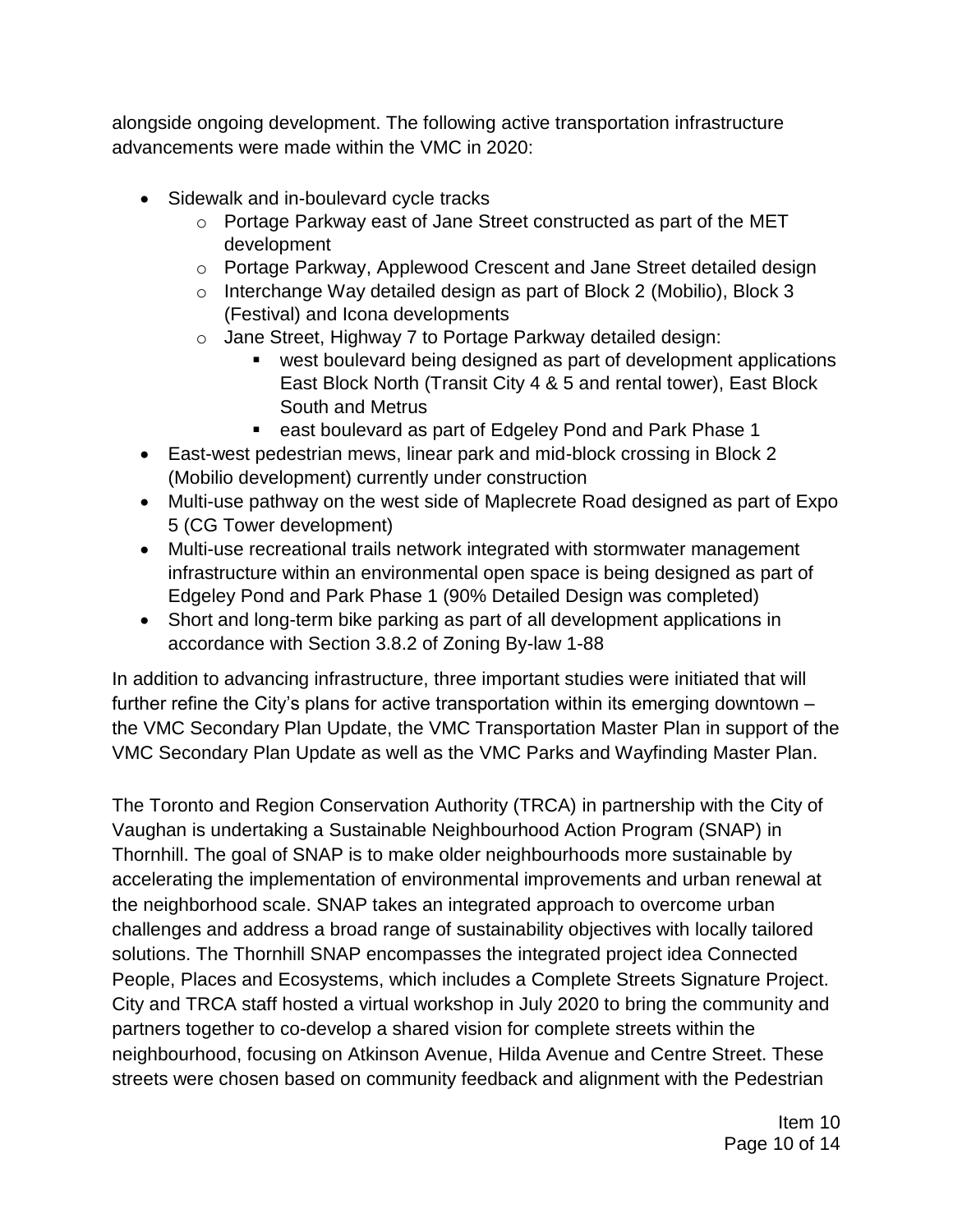alongside ongoing development. The following active transportation infrastructure advancements were made within the VMC in 2020:

- Sidewalk and in-boulevard cycle tracks
    - Portage Parkway east of Jane Street constructed as part of the MET development
    - Portage Parkway, Applewood Crescent and Jane Street detailed design
    - Interchange Way detailed design as part of Block 2 (Mobilio), Block 3 (Festival) and Icona developments
    - Jane Street, Highway 7 to Portage Parkway detailed design:
        - west boulevard being designed as part of development applications East Block North (Transit City 4 & 5 and rental tower), East Block South and Metrus
        - east boulevard as part of Edgeley Pond and Park Phase 1
- East-west pedestrian mews, linear park and mid-block crossing in Block 2 (Mobilio development) currently under construction
- Multi-use pathway on the west side of Maplecrete Road designed as part of Expo 5 (CG Tower development)
- Multi-use recreational trails network integrated with stormwater management infrastructure within an environmental open space is being designed as part of Edgeley Pond and Park Phase 1 (90% Detailed Design was completed)
- Short and long-term bike parking as part of all development applications in accordance with Section 3.8.2 of Zoning By-law 1-88

In addition to advancing infrastructure, three important studies were initiated that will further refine the City's plans for active transportation within its emerging downtown – the VMC Secondary Plan Update, the VMC Transportation Master Plan in support of the VMC Secondary Plan Update as well as the VMC Parks and Wayfinding Master Plan.

The Toronto and Region Conservation Authority (TRCA) in partnership with the City of Vaughan is undertaking a Sustainable Neighbourhood Action Program (SNAP) in Thornhill. The goal of SNAP is to make older neighbourhoods more sustainable by accelerating the implementation of environmental improvements and urban renewal at the neighborhood scale. SNAP takes an integrated approach to overcome urban challenges and address a broad range of sustainability objectives with locally tailored solutions. The Thornhill SNAP encompasses the integrated project idea Connected People, Places and Ecosystems, which includes a Complete Streets Signature Project. City and TRCA staff hosted a virtual workshop in July 2020 to bring the community and partners together to co-develop a shared vision for complete streets within the neighbourhood, focusing on Atkinson Avenue, Hilda Avenue and Centre Street. These streets were chosen based on community feedback and alignment with the Pedestrian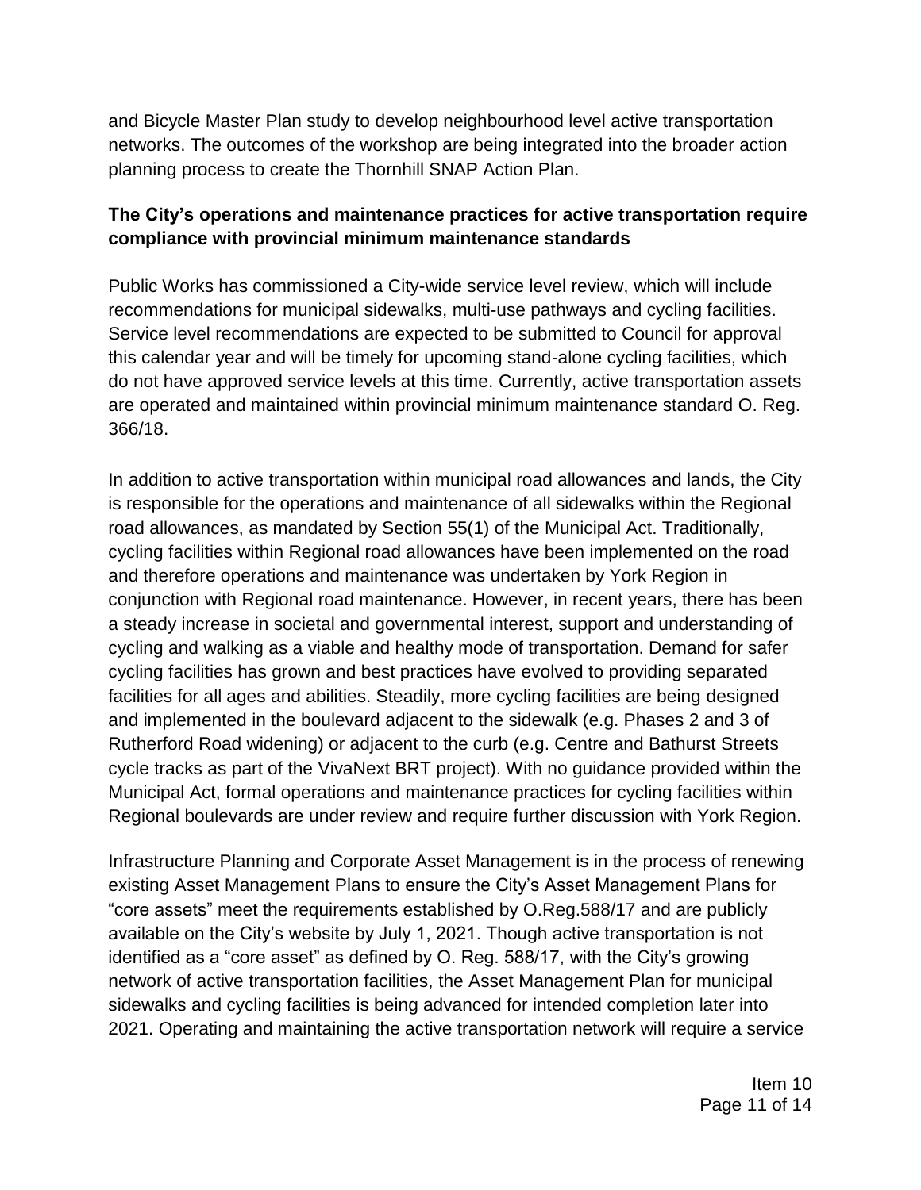and Bicycle Master Plan study to develop neighbourhood level active transportation networks. The outcomes of the workshop are being integrated into the broader action planning process to create the Thornhill SNAP Action Plan.

**The City's operations and maintenance practices for active transportation require compliance with provincial minimum maintenance standards**

Public Works has commissioned a City-wide service level review, which will include recommendations for municipal sidewalks, multi-use pathways and cycling facilities. Service level recommendations are expected to be submitted to Council for approval this calendar year and will be timely for upcoming stand-alone cycling facilities, which do not have approved service levels at this time. Currently, active transportation assets are operated and maintained within provincial minimum maintenance standard O. Reg. 366/18.

In addition to active transportation within municipal road allowances and lands, the City is responsible for the operations and maintenance of all sidewalks within the Regional road allowances, as mandated by Section 55(1) of the Municipal Act. Traditionally, cycling facilities within Regional road allowances have been implemented on the road and therefore operations and maintenance was undertaken by York Region in conjunction with Regional road maintenance. However, in recent years, there has been a steady increase in societal and governmental interest, support and understanding of cycling and walking as a viable and healthy mode of transportation. Demand for safer cycling facilities has grown and best practices have evolved to providing separated facilities for all ages and abilities. Steadily, more cycling facilities are being designed and implemented in the boulevard adjacent to the sidewalk (e.g. Phases 2 and 3 of Rutherford Road widening) or adjacent to the curb (e.g. Centre and Bathurst Streets cycle tracks as part of the VivaNext BRT project). With no guidance provided within the Municipal Act, formal operations and maintenance practices for cycling facilities within Regional boulevards are under review and require further discussion with York Region.

Infrastructure Planning and Corporate Asset Management is in the process of renewing existing Asset Management Plans to ensure the City's Asset Management Plans for "core assets" meet the requirements established by O.Reg.588/17 and are publicly available on the City's website by July 1, 2021. Though active transportation is not identified as a "core asset" as defined by O. Reg. 588/17, with the City's growing network of active transportation facilities, the Asset Management Plan for municipal sidewalks and cycling facilities is being advanced for intended completion later into 2021. Operating and maintaining the active transportation network will require a service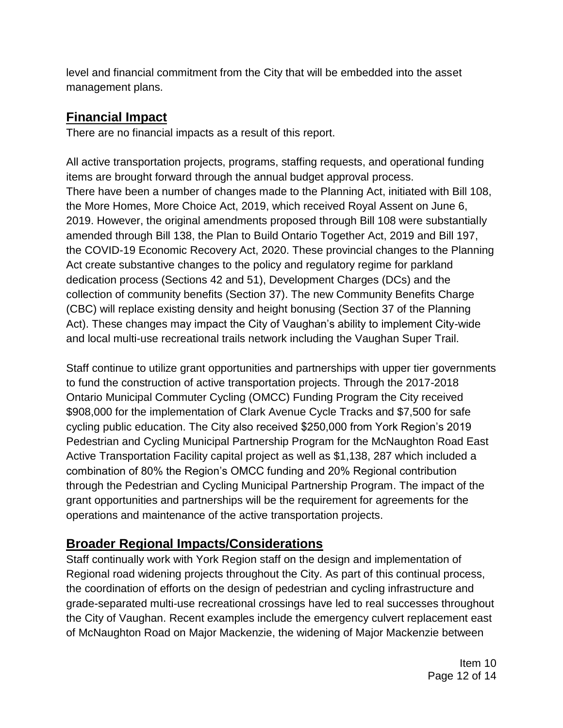level and financial commitment from the City that will be embedded into the asset management plans.

## Financial Impact

There are no financial impacts as a result of this report.

All active transportation projects, programs, staffing requests, and operational funding items are brought forward through the annual budget approval process.
There have been a number of changes made to the Planning Act, initiated with Bill 108, the More Homes, More Choice Act, 2019, which received Royal Assent on June 6, 2019. However, the original amendments proposed through Bill 108 were substantially amended through Bill 138, the Plan to Build Ontario Together Act, 2019 and Bill 197, the COVID-19 Economic Recovery Act, 2020. These provincial changes to the Planning Act create substantive changes to the policy and regulatory regime for parkland dedication process (Sections 42 and 51), Development Charges (DCs) and the collection of community benefits (Section 37). The new Community Benefits Charge (CBC) will replace existing density and height bonusing (Section 37 of the Planning Act). These changes may impact the City of Vaughan's ability to implement City-wide and local multi-use recreational trails network including the Vaughan Super Trail.

Staff continue to utilize grant opportunities and partnerships with upper tier governments to fund the construction of active transportation projects. Through the 2017-2018 Ontario Municipal Commuter Cycling (OMCC) Funding Program the City received $908,000 for the implementation of Clark Avenue Cycle Tracks and $7,500 for safe cycling public education. The City also received $250,000 from York Region's 2019 Pedestrian and Cycling Municipal Partnership Program for the McNaughton Road East Active Transportation Facility capital project as well as $1,138, 287 which included a combination of 80% the Region's OMCC funding and 20% Regional contribution through the Pedestrian and Cycling Municipal Partnership Program. The impact of the grant opportunities and partnerships will be the requirement for agreements for the operations and maintenance of the active transportation projects.

## Broader Regional Impacts/Considerations

Staff continually work with York Region staff on the design and implementation of Regional road widening projects throughout the City. As part of this continual process, the coordination of efforts on the design of pedestrian and cycling infrastructure and grade-separated multi-use recreational crossings have led to real successes throughout the City of Vaughan. Recent examples include the emergency culvert replacement east of McNaughton Road on Major Mackenzie, the widening of Major Mackenzie between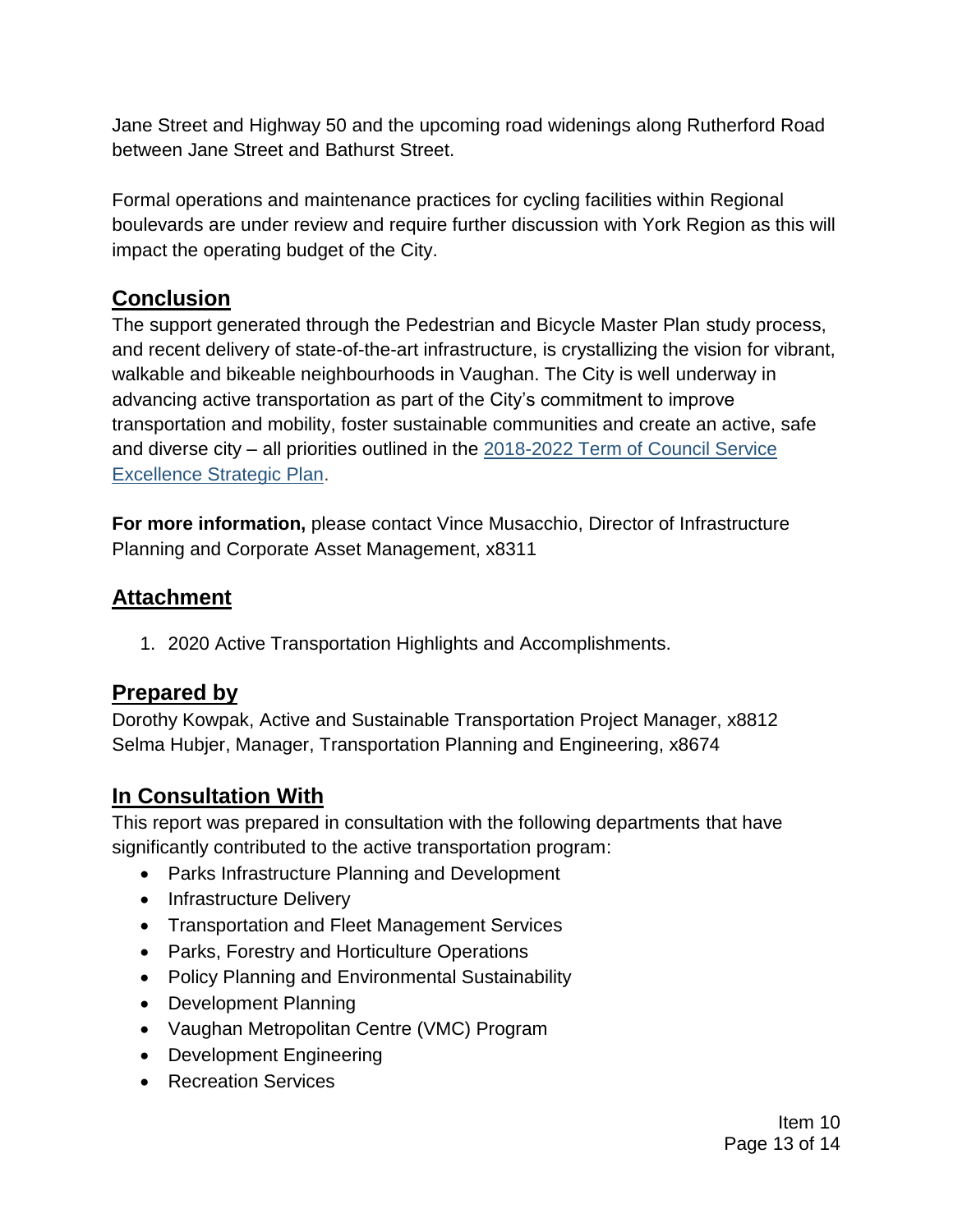Jane Street and Highway 50 and the upcoming road widenings along Rutherford Road between Jane Street and Bathurst Street.

Formal operations and maintenance practices for cycling facilities within Regional boulevards are under review and require further discussion with York Region as this will impact the operating budget of the City.

## Conclusion

The support generated through the Pedestrian and Bicycle Master Plan study process, and recent delivery of state-of-the-art infrastructure, is crystallizing the vision for vibrant, walkable and bikeable neighbourhoods in Vaughan. The City is well underway in advancing active transportation as part of the City's commitment to improve transportation and mobility, foster sustainable communities and create an active, safe and diverse city – all priorities outlined in the 2018-2022 Term of Council Service Excellence Strategic Plan.

**For more information,** please contact Vince Musacchio, Director of Infrastructure Planning and Corporate Asset Management, x8311

## Attachment

1. 2020 Active Transportation Highlights and Accomplishments.

## Prepared by

Dorothy Kowpak, Active and Sustainable Transportation Project Manager, x8812
Selma Hubjer, Manager, Transportation Planning and Engineering, x8674

## In Consultation With

This report was prepared in consultation with the following departments that have significantly contributed to the active transportation program:

- Parks Infrastructure Planning and Development
- Infrastructure Delivery
- Transportation and Fleet Management Services
- Parks, Forestry and Horticulture Operations
- Policy Planning and Environmental Sustainability
- Development Planning
- Vaughan Metropolitan Centre (VMC) Program
- Development Engineering
- Recreation Services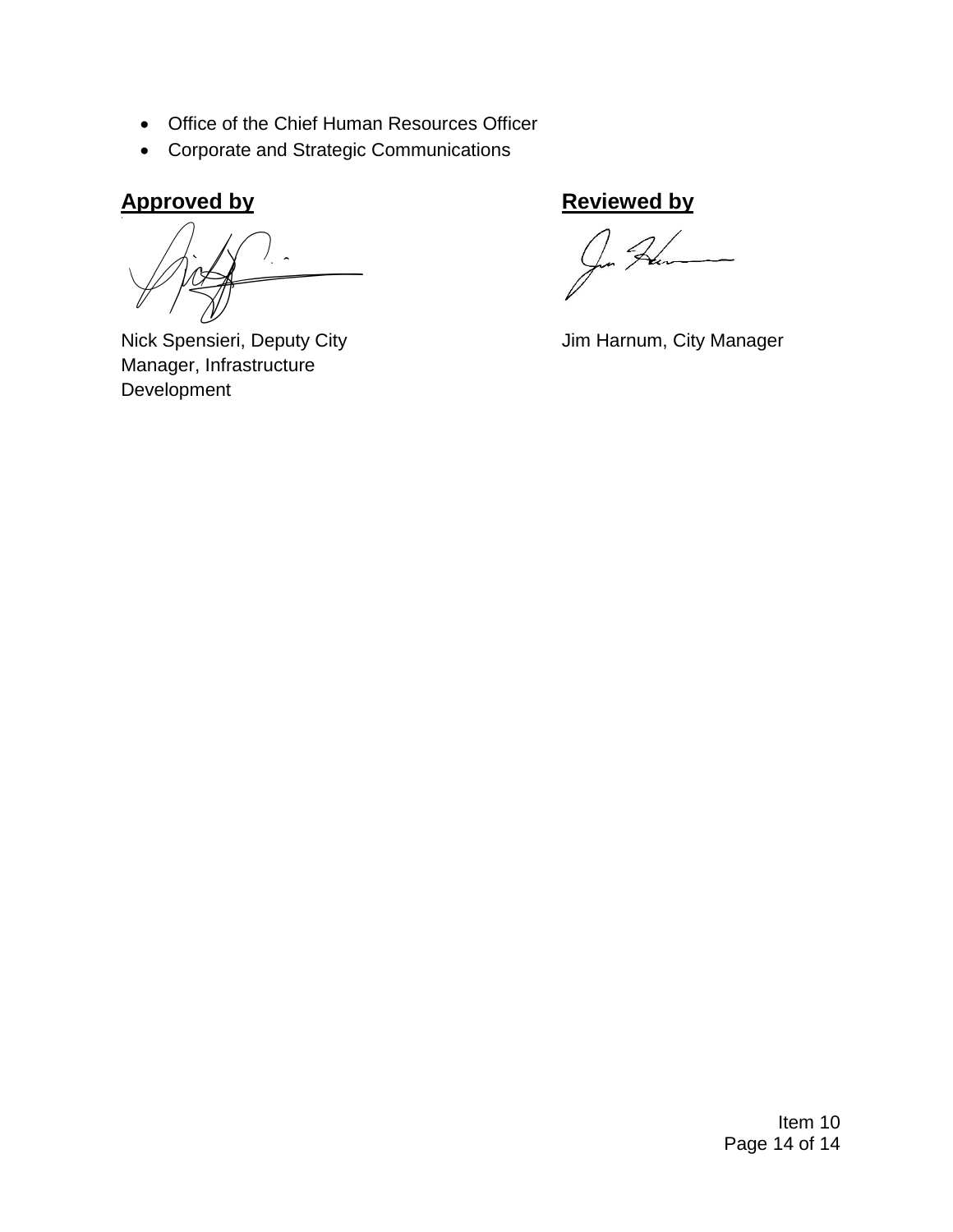- Office of the Chief Human Resources Officer
- Corporate and Strategic Communications

**Approved by**

Nick Spensieri, Deputy City Manager, Infrastructure Development

**Reviewed by**

Jim Harnum, City Manager

Item 10